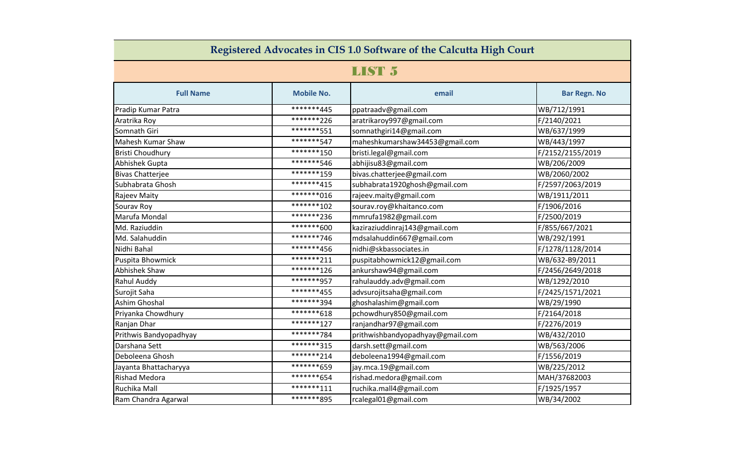# Registered Advocates in CIS 1.0 Software of the Calcutta High Court

## LIST 5

| Full Name | Mobile No. | email | Bar Regn. No |
|---|---|---|---|
| Pradip Kumar Patra | *******445 | ppatraadv@gmail.com | WB/712/1991 |
| Aratrika Roy | *******226 | aratrikaroy997@gmail.com | F/2140/2021 |
| Somnath Giri | *******551 | somnathgiri14@gmail.com | WB/637/1999 |
| Mahesh Kumar Shaw | *******547 | maheshkumarshaw34453@gmail.com | WB/443/1997 |
| Bristi Choudhury | *******150 | bristi.legal@gmail.com | F/2152/2155/2019 |
| Abhishek Gupta | *******546 | abhijisu83@gmail.com | WB/206/2009 |
| Bivas Chatterjee | *******159 | bivas.chatterjee@gmail.com | WB/2060/2002 |
| Subhabrata Ghosh | *******415 | subhabrata1920ghosh@gmail.com | F/2597/2063/2019 |
| Rajeev Maity | *******016 | rajeev.maity@gmail.com | WB/1911/2011 |
| Sourav Roy | *******102 | sourav.roy@khaitanco.com | F/1906/2016 |
| Marufa Mondal | *******236 | mmrufa1982@gmail.com | F/2500/2019 |
| Md. Raziuddin | *******600 | kaziraziuddinraj143@gmail.com | F/855/667/2021 |
| Md. Salahuddin | *******746 | mdsalahuddin667@gmail.com | WB/292/1991 |
| Nidhi Bahal | *******456 | nidhi@skbassociates.in | F/1278/1128/2014 |
| Puspita Bhowmick | *******211 | puspitabhowmick12@gmail.com | WB/632-B9/2011 |
| Abhishek Shaw | *******126 | ankurshaw94@gmail.com | F/2456/2649/2018 |
| Rahul Auddy | *******957 | rahulauddy.adv@gmail.com | WB/1292/2010 |
| Surojit Saha | *******455 | advsurojitsaha@gmail.com | F/2425/1571/2021 |
| Ashim Ghoshal | *******394 | ghoshalashim@gmail.com | WB/29/1990 |
| Priyanka Chowdhury | *******618 | pchowdhury850@gmail.com | F/2164/2018 |
| Ranjan Dhar | *******127 | ranjandhar97@gmail.com | F/2276/2019 |
| Prithwis Bandyopadhyay | *******784 | prithwishbandyopadhyay@gmail.com | WB/432/2010 |
| Darshana Sett | *******315 | darsh.sett@gmail.com | WB/563/2006 |
| Deboleena Ghosh | *******214 | deboleena1994@gmail.com | F/1556/2019 |
| Jayanta Bhattacharyya | *******659 | jay.mca.19@gmail.com | WB/225/2012 |
| Rishad Medora | *******654 | rishad.medora@gmail.com | MAH/37682003 |
| Ruchika Mall | *******111 | ruchika.mall4@gmail.com | F/1925/1957 |
| Ram Chandra Agarwal | *******895 | rcalegal01@gmail.com | WB/34/2002 |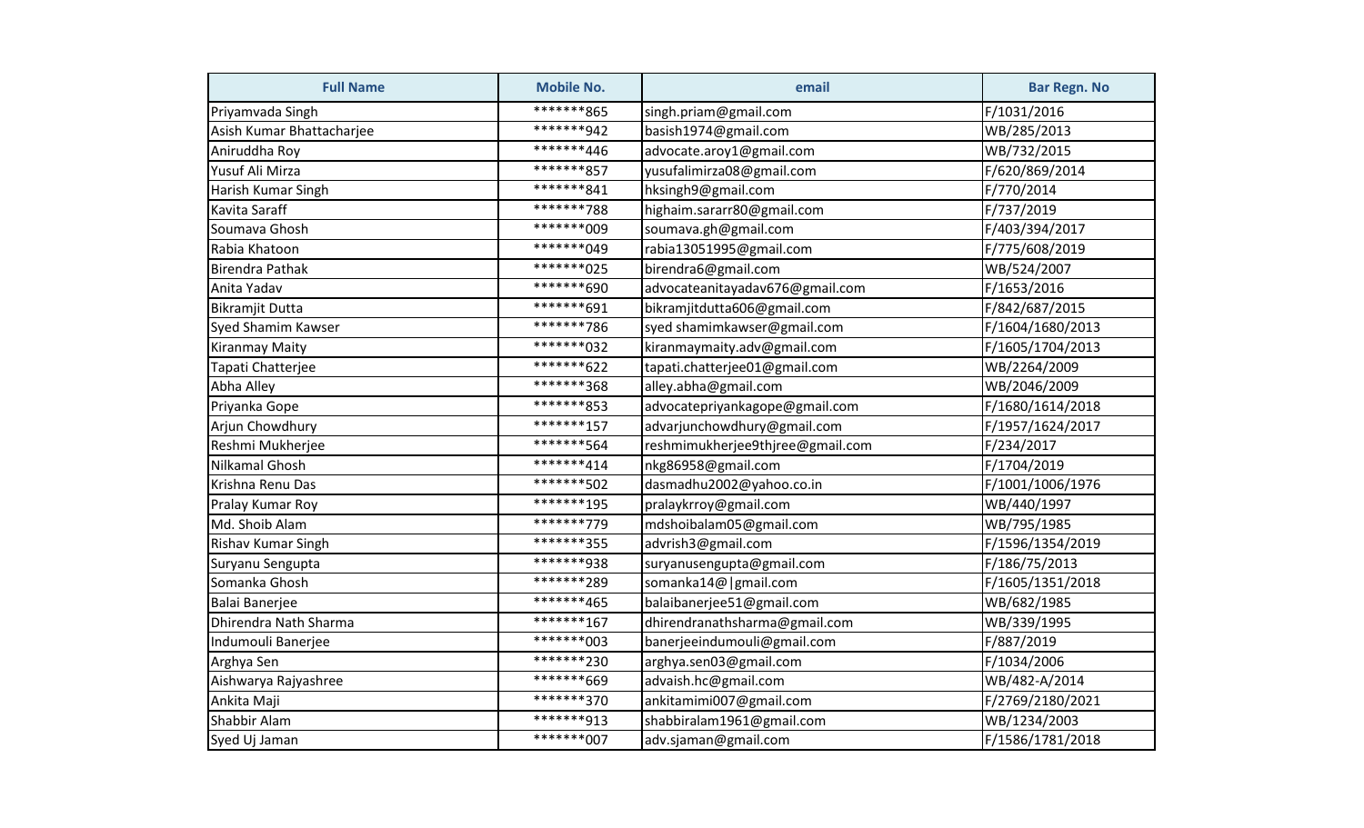| Full Name | Mobile No. | email | Bar Regn. No |
|---|---|---|---|
| Priyamvada Singh | *******865 | singh.priam@gmail.com | F/1031/2016 |
| Asish Kumar Bhattacharjee | *******942 | basish1974@gmail.com | WB/285/2013 |
| Aniruddha Roy | *******446 | advocate.aroy1@gmail.com | WB/732/2015 |
| Yusuf Ali Mirza | *******857 | yusufalimirza08@gmail.com | F/620/869/2014 |
| Harish Kumar Singh | *******841 | hksingh9@gmail.com | F/770/2014 |
| Kavita Saraff | *******788 | highaim.sararr80@gmail.com | F/737/2019 |
| Soumava Ghosh | *******009 | soumava.gh@gmail.com | F/403/394/2017 |
| Rabia Khatoon | *******049 | rabia13051995@gmail.com | F/775/608/2019 |
| Birendra Pathak | *******025 | birendra6@gmail.com | WB/524/2007 |
| Anita Yadav | *******690 | advocateanitayadav676@gmail.com | F/1653/2016 |
| Bikramjit Dutta | *******691 | bikramjitdutta606@gmail.com | F/842/687/2015 |
| Syed Shamim Kawser | *******786 | syed shamimkawser@gmail.com | F/1604/1680/2013 |
| Kiranmay Maity | *******032 | kiranmaymaity.adv@gmail.com | F/1605/1704/2013 |
| Tapati Chatterjee | *******622 | tapati.chatterjee01@gmail.com | WB/2264/2009 |
| Abha Alley | *******368 | alley.abha@gmail.com | WB/2046/2009 |
| Priyanka Gope | *******853 | advocatepriyankagope@gmail.com | F/1680/1614/2018 |
| Arjun Chowdhury | *******157 | advarjunchowdhury@gmail.com | F/1957/1624/2017 |
| Reshmi Mukherjee | *******564 | reshmimukherjee9thjree@gmail.com | F/234/2017 |
| Nilkamal Ghosh | *******414 | nkg86958@gmail.com | F/1704/2019 |
| Krishna Renu Das | *******502 | dasmadhu2002@yahoo.co.in | F/1001/1006/1976 |
| Pralay Kumar Roy | *******195 | pralaykrroy@gmail.com | WB/440/1997 |
| Md. Shoib Alam | *******779 | mdshoibalam05@gmail.com | WB/795/1985 |
| Rishav Kumar Singh | *******355 | advrish3@gmail.com | F/1596/1354/2019 |
| Suryanu Sengupta | *******938 | suryanusengupta@gmail.com | F/186/75/2013 |
| Somanka Ghosh | *******289 | somanka14@\|gmail.com | F/1605/1351/2018 |
| Balai Banerjee | *******465 | balaibanerjee51@gmail.com | WB/682/1985 |
| Dhirendra Nath Sharma | *******167 | dhirendranathsharma@gmail.com | WB/339/1995 |
| Indumouli Banerjee | *******003 | banerjeeindumouli@gmail.com | F/887/2019 |
| Arghya Sen | *******230 | arghya.sen03@gmail.com | F/1034/2006 |
| Aishwarya Rajyashree | *******669 | advaish.hc@gmail.com | WB/482-A/2014 |
| Ankita Maji | *******370 | ankitamimi007@gmail.com | F/2769/2180/2021 |
| Shabbir Alam | *******913 | shabbiralam1961@gmail.com | WB/1234/2003 |
| Syed Uj Jaman | *******007 | adv.sjaman@gmail.com | F/1586/1781/2018 |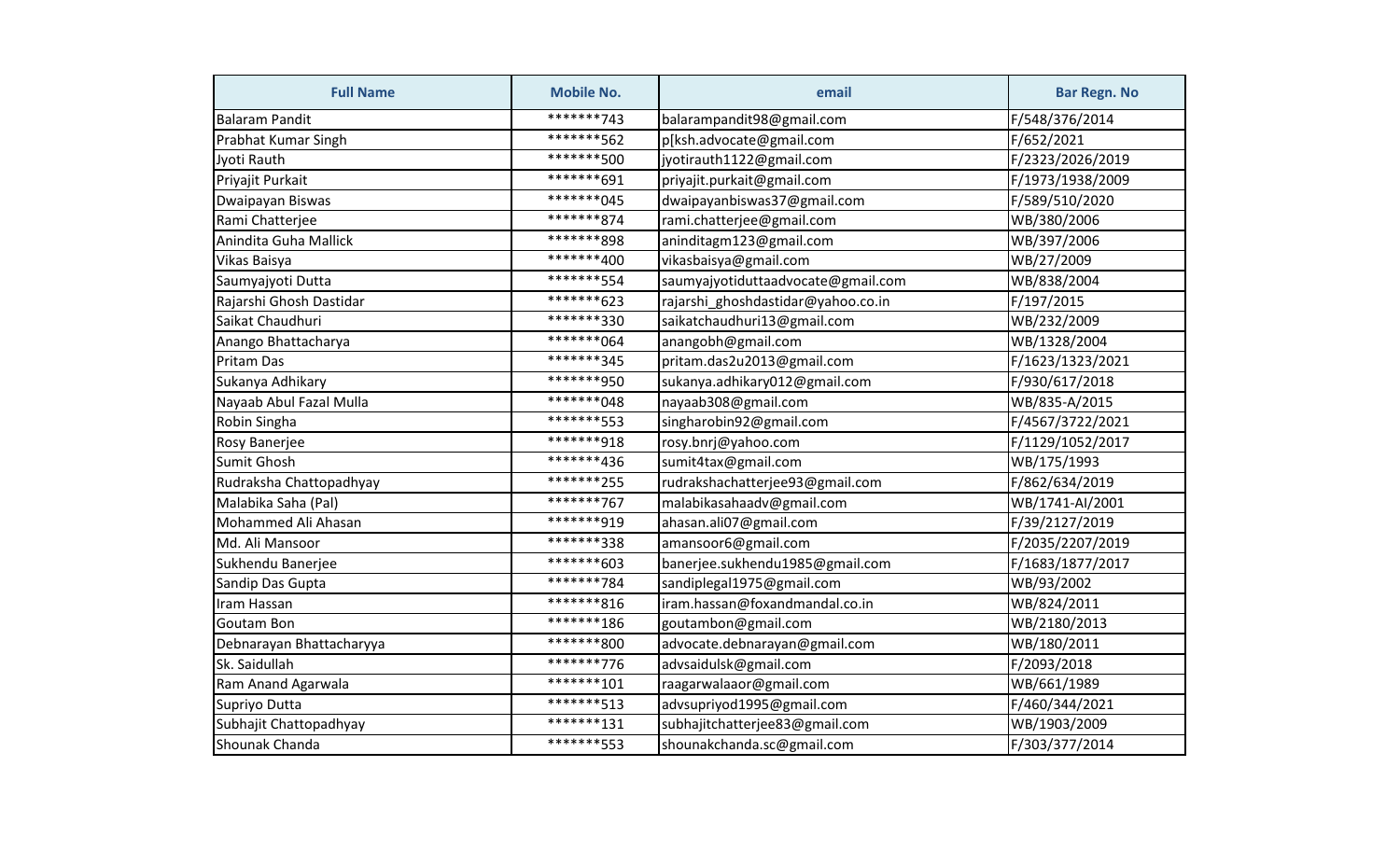| Full Name | Mobile No. | email | Bar Regn. No |
| --- | --- | --- | --- |
| Balaram Pandit | *******743 | balarampandit98@gmail.com | F/548/376/2014 |
| Prabhat Kumar Singh | *******562 | p[ksh.advocate@gmail.com | F/652/2021 |
| Jyoti Rauth | *******500 | jyotirauth1122@gmail.com | F/2323/2026/2019 |
| Priyajit Purkait | *******691 | priyajit.purkait@gmail.com | F/1973/1938/2009 |
| Dwaipayan Biswas | *******045 | dwaipayanbiswas37@gmail.com | F/589/510/2020 |
| Rami Chatterjee | *******874 | rami.chatterjee@gmail.com | WB/380/2006 |
| Anindita Guha Mallick | *******898 | aninditagm123@gmail.com | WB/397/2006 |
| Vikas Baisya | *******400 | vikasbaisya@gmail.com | WB/27/2009 |
| Saumyajyoti Dutta | *******554 | saumyajyotiduttaadvocate@gmail.com | WB/838/2004 |
| Rajarshi Ghosh Dastidar | *******623 | rajarshi_ghoshdastidar@yahoo.co.in | F/197/2015 |
| Saikat Chaudhuri | *******330 | saikatchaudhuri13@gmail.com | WB/232/2009 |
| Anango Bhattacharya | *******064 | anangobh@gmail.com | WB/1328/2004 |
| Pritam Das | *******345 | pritam.das2u2013@gmail.com | F/1623/1323/2021 |
| Sukanya Adhikary | *******950 | sukanya.adhikary012@gmail.com | F/930/617/2018 |
| Nayaab Abul Fazal Mulla | *******048 | nayaab308@gmail.com | WB/835-A/2015 |
| Robin Singha | *******553 | singharobin92@gmail.com | F/4567/3722/2021 |
| Rosy Banerjee | *******918 | rosy.bnrj@yahoo.com | F/1129/1052/2017 |
| Sumit Ghosh | *******436 | sumit4tax@gmail.com | WB/175/1993 |
| Rudraksha Chattopadhyay | *******255 | rudrakshachatterjee93@gmail.com | F/862/634/2019 |
| Malabika Saha (Pal) | *******767 | malabikasahaadv@gmail.com | WB/1741-AI/2001 |
| Mohammed Ali Ahasan | *******919 | ahasan.ali07@gmail.com | F/39/2127/2019 |
| Md. Ali Mansoor | *******338 | amansoor6@gmail.com | F/2035/2207/2019 |
| Sukhendu Banerjee | *******603 | banerjee.sukhendu1985@gmail.com | F/1683/1877/2017 |
| Sandip Das Gupta | *******784 | sandiplegal1975@gmail.com | WB/93/2002 |
| Iram Hassan | *******816 | iram.hassan@foxandmandal.co.in | WB/824/2011 |
| Goutam Bon | *******186 | goutambon@gmail.com | WB/2180/2013 |
| Debnarayan Bhattacharyya | *******800 | advocate.debnarayan@gmail.com | WB/180/2011 |
| Sk. Saidullah | *******776 | advsaidulsk@gmail.com | F/2093/2018 |
| Ram Anand Agarwala | *******101 | raagarwalaaor@gmail.com | WB/661/1989 |
| Supriyo Dutta | *******513 | advsupriyod1995@gmail.com | F/460/344/2021 |
| Subhajit Chattopadhyay | *******131 | subhajitchatterjee83@gmail.com | WB/1903/2009 |
| Shounak Chanda | *******553 | shounakchanda.sc@gmail.com | F/303/377/2014 |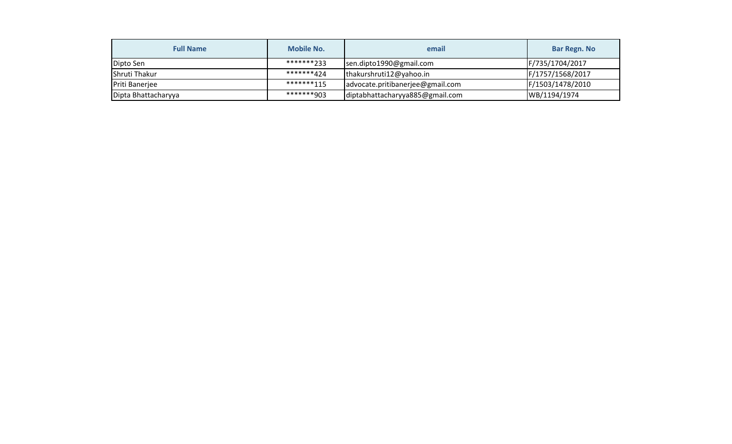| Full Name | Mobile No. | email | Bar Regn. No |
|---|---|---|---|
| Dipto Sen | *******233 | sen.dipto1990@gmail.com | F/735/1704/2017 |
| Shruti Thakur | *******424 | thakurshruti12@yahoo.in | F/1757/1568/2017 |
| Priti Banerjee | *******115 | advocate.pritibanerjee@gmail.com | F/1503/1478/2010 |
| Dipta Bhattacharyya | *******903 | diptabhattacharyya885@gmail.com | WB/1194/1974 |